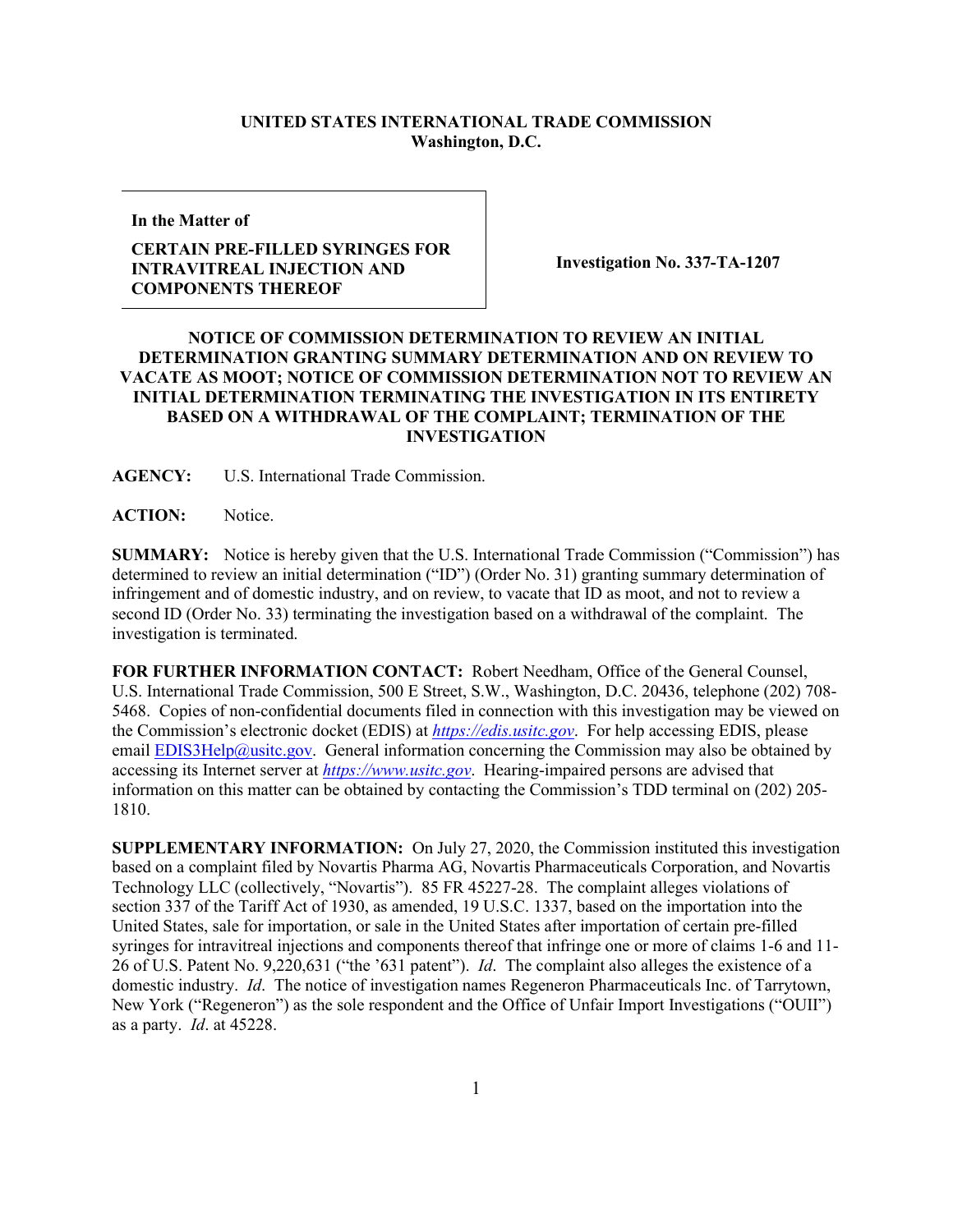**UNITED STATES INTERNATIONAL TRADE COMMISSION**
**Washington, D.C.**

| In the Matter of<br><br>**CERTAIN PRE-FILLED SYRINGES FOR INTRAVITREAL INJECTION AND COMPONENTS THEREOF** | **Investigation No. 337-TA-1207** |
|---|---|

**NOTICE OF COMMISSION DETERMINATION TO REVIEW AN INITIAL DETERMINATION GRANTING SUMMARY DETERMINATION AND ON REVIEW TO VACATE AS MOOT; NOTICE OF COMMISSION DETERMINATION NOT TO REVIEW AN INITIAL DETERMINATION TERMINATING THE INVESTIGATION IN ITS ENTIRETY BASED ON A WITHDRAWAL OF THE COMPLAINT; TERMINATION OF THE INVESTIGATION**

**AGENCY:** U.S. International Trade Commission.

**ACTION:** Notice.

**SUMMARY:** Notice is hereby given that the U.S. International Trade Commission ("Commission") has determined to review an initial determination ("ID") (Order No. 31) granting summary determination of infringement and of domestic industry, and on review, to vacate that ID as moot, and not to review a second ID (Order No. 33) terminating the investigation based on a withdrawal of the complaint. The investigation is terminated.

**FOR FURTHER INFORMATION CONTACT:** Robert Needham, Office of the General Counsel, U.S. International Trade Commission, 500 E Street, S.W., Washington, D.C. 20436, telephone (202) 708-5468. Copies of non-confidential documents filed in connection with this investigation may be viewed on the Commission's electronic docket (EDIS) at *https://edis.usitc.gov*. For help accessing EDIS, please email EDIS3Help@usitc.gov. General information concerning the Commission may also be obtained by accessing its Internet server at *https://www.usitc.gov*. Hearing-impaired persons are advised that information on this matter can be obtained by contacting the Commission's TDD terminal on (202) 205-1810.

**SUPPLEMENTARY INFORMATION:** On July 27, 2020, the Commission instituted this investigation based on a complaint filed by Novartis Pharma AG, Novartis Pharmaceuticals Corporation, and Novartis Technology LLC (collectively, "Novartis"). 85 FR 45227-28. The complaint alleges violations of section 337 of the Tariff Act of 1930, as amended, 19 U.S.C. 1337, based on the importation into the United States, sale for importation, or sale in the United States after importation of certain pre-filled syringes for intravitreal injections and components thereof that infringe one or more of claims 1-6 and 11-26 of U.S. Patent No. 9,220,631 ("the '631 patent"). *Id*. The complaint also alleges the existence of a domestic industry. *Id*. The notice of investigation names Regeneron Pharmaceuticals Inc. of Tarrytown, New York ("Regeneron") as the sole respondent and the Office of Unfair Import Investigations ("OUII") as a party. *Id*. at 45228.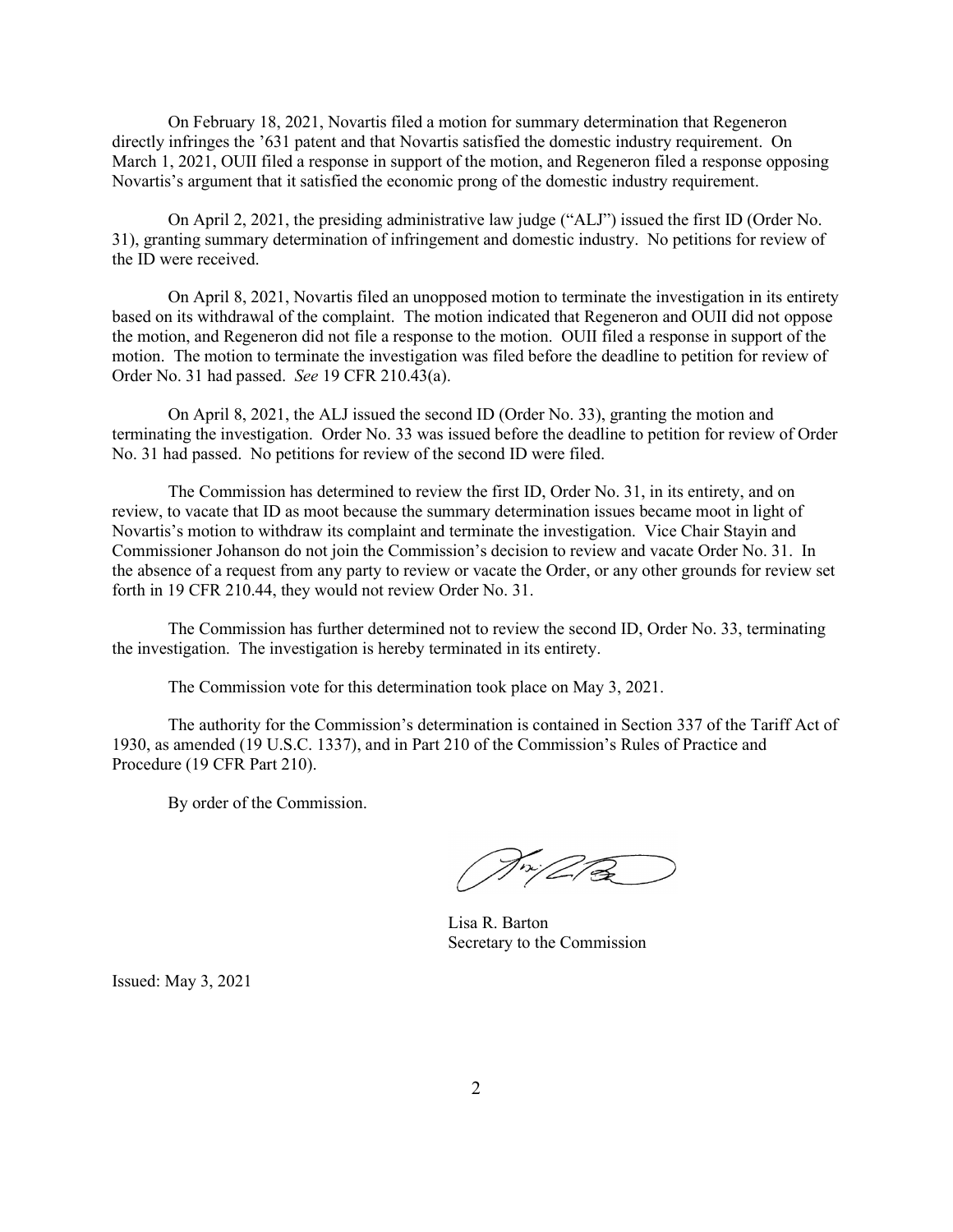On February 18, 2021, Novartis filed a motion for summary determination that Regeneron directly infringes the '631 patent and that Novartis satisfied the domestic industry requirement. On March 1, 2021, OUII filed a response in support of the motion, and Regeneron filed a response opposing Novartis's argument that it satisfied the economic prong of the domestic industry requirement.

On April 2, 2021, the presiding administrative law judge ("ALJ") issued the first ID (Order No. 31), granting summary determination of infringement and domestic industry. No petitions for review of the ID were received.

On April 8, 2021, Novartis filed an unopposed motion to terminate the investigation in its entirety based on its withdrawal of the complaint. The motion indicated that Regeneron and OUII did not oppose the motion, and Regeneron did not file a response to the motion. OUII filed a response in support of the motion. The motion to terminate the investigation was filed before the deadline to petition for review of Order No. 31 had passed. *See* 19 CFR 210.43(a).

On April 8, 2021, the ALJ issued the second ID (Order No. 33), granting the motion and terminating the investigation. Order No. 33 was issued before the deadline to petition for review of Order No. 31 had passed. No petitions for review of the second ID were filed.

The Commission has determined to review the first ID, Order No. 31, in its entirety, and on review, to vacate that ID as moot because the summary determination issues became moot in light of Novartis's motion to withdraw its complaint and terminate the investigation. Vice Chair Stayin and Commissioner Johanson do not join the Commission's decision to review and vacate Order No. 31. In the absence of a request from any party to review or vacate the Order, or any other grounds for review set forth in 19 CFR 210.44, they would not review Order No. 31.

The Commission has further determined not to review the second ID, Order No. 33, terminating the investigation. The investigation is hereby terminated in its entirety.

The Commission vote for this determination took place on May 3, 2021.

The authority for the Commission's determination is contained in Section 337 of the Tariff Act of 1930, as amended (19 U.S.C. 1337), and in Part 210 of the Commission's Rules of Practice and Procedure (19 CFR Part 210).

By order of the Commission.

Lisa R. Barton
Secretary to the Commission

Issued: May 3, 2021